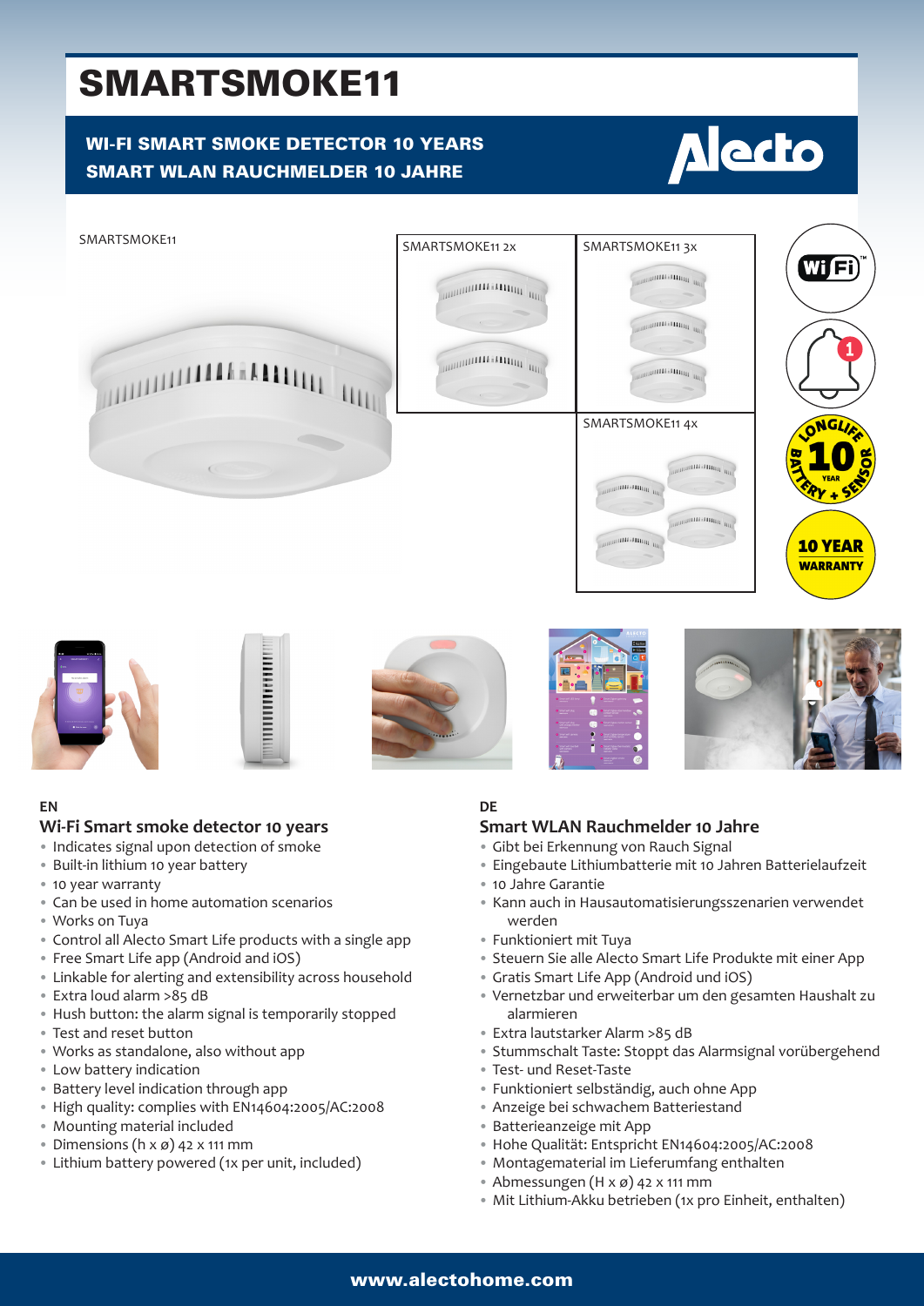# SMARTSMOKE11

**WI-FI SMART SMOKE DETECTOR 10 YEARS**
**SMART WLAN RAUCHMELDER 10 JAHRE**

SMARTSMOKE11

SMARTSMOKE11 2x

SMARTSMOKE11 3x

SMARTSMOKE11 4x

LONGLIFE 10 YEAR BATTERY + SENSOR

10 YEAR WARRANTY

EN

## Wi-Fi Smart smoke detector 10 years

- Indicates signal upon detection of smoke
- Built-in lithium 10 year battery
- 10 year warranty
- Can be used in home automation scenarios
- Works on Tuya
- Control all Alecto Smart Life products with a single app
- Free Smart Life app (Android and iOS)
- Linkable for alerting and extensibility across household
- Extra loud alarm >85 dB
- Hush button: the alarm signal is temporarily stopped
- Test and reset button
- Works as standalone, also without app
- Low battery indication
- Battery level indication through app
- High quality: complies with EN14604:2005/AC:2008
- Mounting material included
- Dimensions (h x ø) 42 x 111 mm
- Lithium battery powered (1x per unit, included)

DE

## Smart WLAN Rauchmelder 10 Jahre

- Gibt bei Erkennung von Rauch Signal
- Eingebaute Lithiumbatterie mit 10 Jahren Batterielaufzeit
- 10 Jahre Garantie
- Kann auch in Hausautomatisierungsszenarien verwendet werden
- Funktioniert mit Tuya
- Steuern Sie alle Alecto Smart Life Produkte mit einer App
- Gratis Smart Life App (Android und iOS)
- Vernetzbar und erweiterbar um den gesamten Haushalt zu alarmieren
- Extra lautstarker Alarm >85 dB
- Stummschalt Taste: Stoppt das Alarmsignal vorübergehend
- Test- und Reset-Taste
- Funktioniert selbständig, auch ohne App
- Anzeige bei schwachem Batteriestand
- Batterieanzeige mit App
- Hohe Qualität: Entspricht EN14604:2005/AC:2008
- Montagematerial im Lieferumfang enthalten
- Abmessungen (H x ø) 42 x 111 mm
- Mit Lithium-Akku betrieben (1x pro Einheit, enthalten)

www.alectohome.com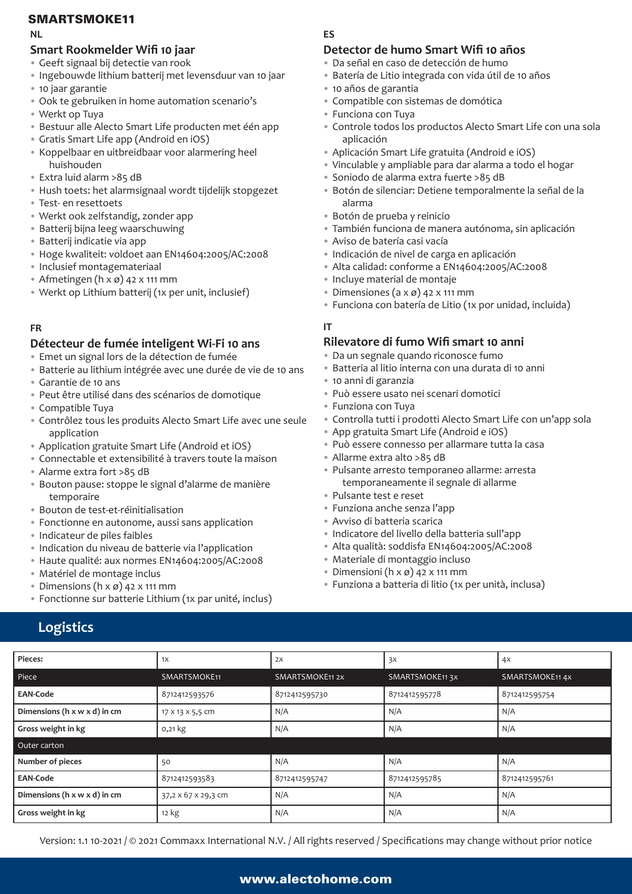# SMARTSMOKE11

**NL**

## Smart Rookmelder Wifi 10 jaar

- Geeft signaal bij detectie van rook
- Ingebouwde lithium batterij met levensduur van 10 jaar
- 10 jaar garantie
- Ook te gebruiken in home automation scenario's
- Werkt op Tuya
- Bestuur alle Alecto Smart Life producten met één app
- Gratis Smart Life app (Android en iOS)
- Koppelbaar en uitbreidbaar voor alarmering heel huishouden
- Extra luid alarm >85 dB
- Hush toets: het alarmsignaal wordt tijdelijk stopgezet
- Test- en resettoets
- Werkt ook zelfstandig, zonder app
- Batterij bijna leeg waarschuwing
- Batterij indicatie via app
- Hoge kwaliteit: voldoet aan EN14604:2005/AC:2008
- Inclusief montagemateriaal
- Afmetingen (h x ø) 42 x 111 mm
- Werkt op Lithium batterij (1x per unit, inclusief)

**FR**

## Détecteur de fumée inteligent Wi-Fi 10 ans

- Emet un signal lors de la détection de fumée
- Batterie au lithium intégrée avec une durée de vie de 10 ans
- Garantie de 10 ans
- Peut être utilisé dans des scénarios de domotique
- Compatible Tuya
- Contrôlez tous les produits Alecto Smart Life avec une seule application
- Application gratuite Smart Life (Android et iOS)
- Connectable et extensibilité à travers toute la maison
- Alarme extra fort >85 dB
- Bouton pause: stoppe le signal d'alarme de manière temporaire
- Bouton de test-et-réinitialisation
- Fonctionne en autonome, aussi sans application
- Indicateur de piles faibles
- Indication du niveau de batterie via l'application
- Haute qualité: aux normes EN14604:2005/AC:2008
- Matériel de montage inclus
- Dimensions (h x ø) 42 x 111 mm
- Fonctionne sur batterie Lithium (1x par unité, inclus)

**ES**

## Detector de humo Smart Wifi 10 años

- Da señal en caso de detección de humo
- Batería de Litio integrada con vida útil de 10 años
- 10 años de garantia
- Compatible con sistemas de domótica
- Funciona con Tuya
- Controle todos los productos Alecto Smart Life con una sola aplicación
- Aplicación Smart Life gratuita (Android e iOS)
- Vinculable y ampliable para dar alarma a todo el hogar
- Soniodo de alarma extra fuerte >85 dB
- Botón de silenciar: Detiene temporalmente la señal de la alarma
- Botón de prueba y reinicio
- También funciona de manera autónoma, sin aplicación
- Aviso de batería casi vacía
- Indicación de nivel de carga en aplicación
- Alta calidad: conforme a EN14604:2005/AC:2008
- Incluye material de montaje
- Dimensiones (a x ø) 42 x 111 mm
- Funciona con batería de Litio (1x por unidad, incluida)

**IT**

## Rilevatore di fumo Wifi smart 10 anni

- Da un segnale quando riconosce fumo
- Batteria al litio interna con una durata di 10 anni
- 10 anni di garanzia
- Può essere usato nei scenari domotici
- Funziona con Tuya
- Controlla tutti i prodotti Alecto Smart Life con un'app sola
- App gratuita Smart Life (Android e iOS)
- Può essere connesso per allarmare tutta la casa
- Allarme extra alto >85 dB
- Pulsante arresto temporaneo allarme: arresta temporaneamente il segnale di allarme
- Pulsante test e reset
- Funziona anche senza l'app
- Avviso di batteria scarica
- Indicatore del livello della batteria sull'app
- Alta qualità: soddisfa EN14604:2005/AC:2008
- Materiale di montaggio incluso
- Dimensioni (h x ø) 42 x 111 mm
- Funziona a batteria di litio (1x per unità, inclusa)

## Logistics

| Pieces: | 1x | 2x | 3x | 4x |
|---|---|---|---|---|
| Piece | SMARTSMOKE11 | SMARTSMOKE11 2x | SMARTSMOKE11 3x | SMARTSMOKE11 4x |
| EAN-Code | 8712412593576 | 8712412595730 | 8712412595778 | 8712412595754 |
| Dimensions (h x w x d) in cm | 17 x 13 x 5,5 cm | N/A | N/A | N/A |
| Gross weight in kg | 0,21 kg | N/A | N/A | N/A |
| Outer carton | | | | |
| Number of pieces | 50 | N/A | N/A | N/A |
| EAN-Code | 8712412593583 | 8712412595747 | 8712412595785 | 8712412595761 |
| Dimensions (h x w x d) in cm | 37,2 x 67 x 29,3 cm | N/A | N/A | N/A |
| Gross weight in kg | 12 kg | N/A | N/A | N/A |

Version: 1.1 10-2021 / © 2021 Commaxx International N.V. / All rights reserved / Specifications may change without prior notice

www.alectohome.com